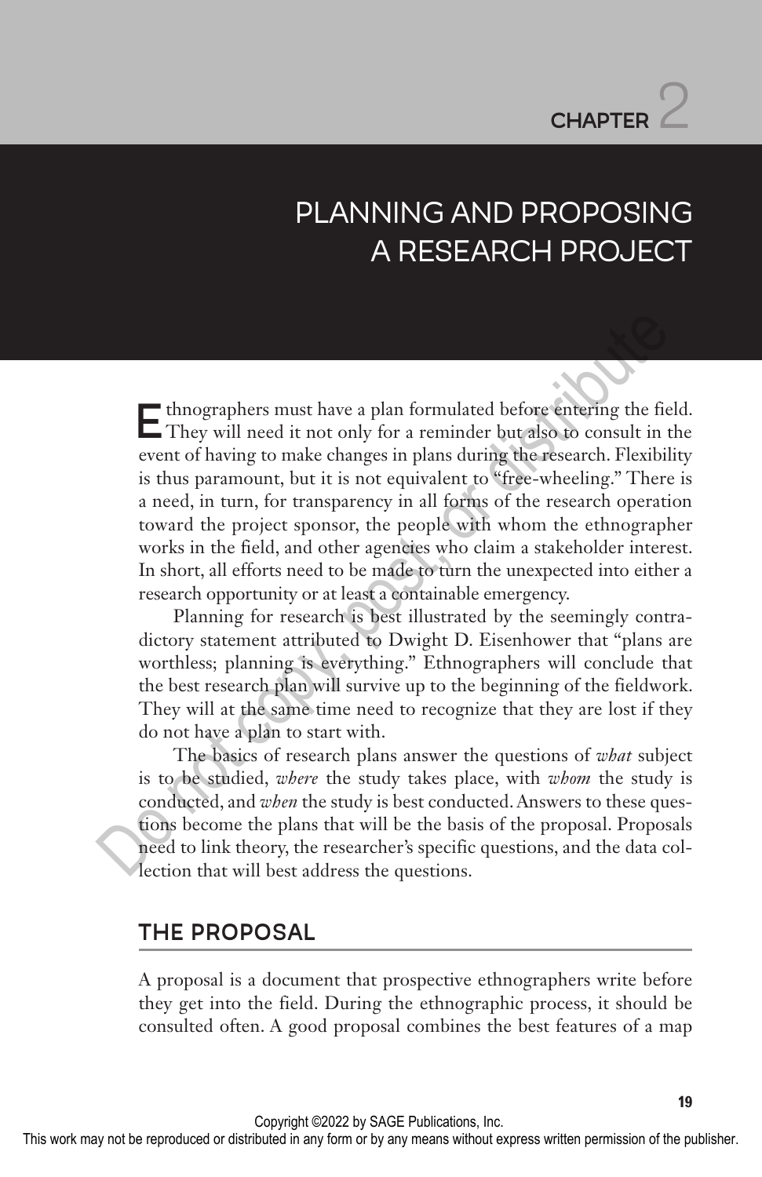# CHAPTER 2

# PLANNING AND PROPOSING A RESEARCH PROJECT

Ethnographers must have a plan formulated before entering the field. They will need it not only for a reminder but also to consult in the event of having to make changes in plans during the research. Flexibility is thus paramount, but it is not equivalent to "free-wheeling." There is a need, in turn, for transparency in all forms of the research operation toward the project sponsor, the people with whom the ethnographer works in the field, and other agencies who claim a stakeholder interest. In short, all efforts need to be made to turn the unexpected into either a research opportunity or at least a containable emergency.

Planning for research is best illustrated by the seemingly contradictory statement attributed to Dwight D. Eisenhower that "plans are worthless; planning is everything." Ethnographers will conclude that the best research plan will survive up to the beginning of the fieldwork. They will at the same time need to recognize that they are lost if they do not have a plan to start with.

The basics of research plans answer the questions of *what* subject is to be studied, *where* the study takes place, with *whom* the study is conducted, and *when* the study is best conducted. Answers to these questions become the plans that will be the basis of the proposal. Proposals need to link theory, the researcher's specific questions, and the data collection that will best address the questions.

## THE PROPOSAL

A proposal is a document that prospective ethnographers write before they get into the field. During the ethnographic process, it should be consulted often. A good proposal combines the best features of a map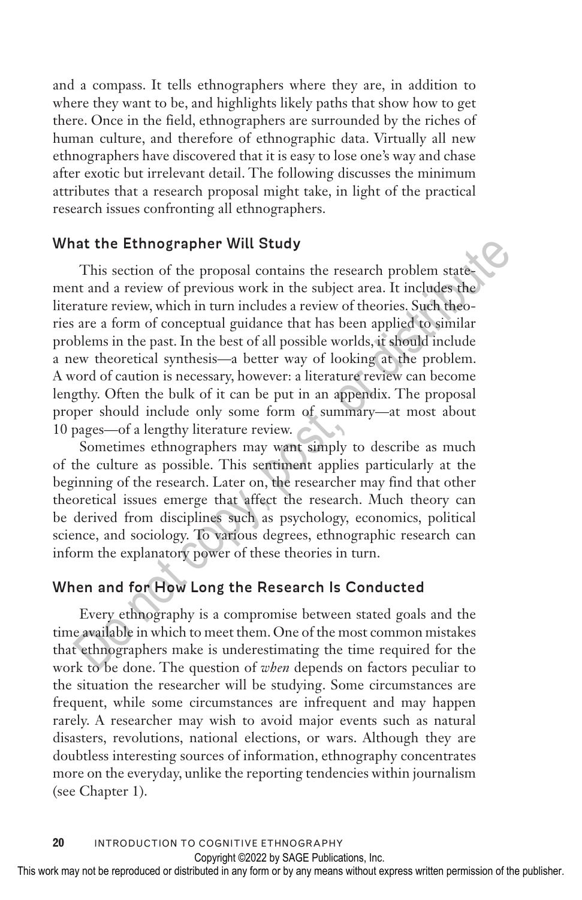and a compass. It tells ethnographers where they are, in addition to where they want to be, and highlights likely paths that show how to get there. Once in the field, ethnographers are surrounded by the riches of human culture, and therefore of ethnographic data. Virtually all new ethnographers have discovered that it is easy to lose one's way and chase after exotic but irrelevant detail. The following discusses the minimum attributes that a research proposal might take, in light of the practical research issues confronting all ethnographers.

### What the Ethnographer Will Study

This section of the proposal contains the research problem statement and a review of previous work in the subject area. It includes the literature review, which in turn includes a review of theories. Such theories are a form of conceptual guidance that has been applied to similar problems in the past. In the best of all possible worlds, it should include a new theoretical synthesis—a better way of looking at the problem. A word of caution is necessary, however: a literature review can become lengthy. Often the bulk of it can be put in an appendix. The proposal proper should include only some form of summary—at most about 10 pages—of a lengthy literature review.

Sometimes ethnographers may want simply to describe as much of the culture as possible. This sentiment applies particularly at the beginning of the research. Later on, the researcher may find that other theoretical issues emerge that affect the research. Much theory can be derived from disciplines such as psychology, economics, political science, and sociology. To various degrees, ethnographic research can inform the explanatory power of these theories in turn.

### When and for How Long the Research Is Conducted

Every ethnography is a compromise between stated goals and the time available in which to meet them. One of the most common mistakes that ethnographers make is underestimating the time required for the work to be done. The question of *when* depends on factors peculiar to the situation the researcher will be studying. Some circumstances are frequent, while some circumstances are infrequent and may happen rarely. A researcher may wish to avoid major events such as natural disasters, revolutions, national elections, or wars. Although they are doubtless interesting sources of information, ethnography concentrates more on the everyday, unlike the reporting tendencies within journalism (see Chapter 1).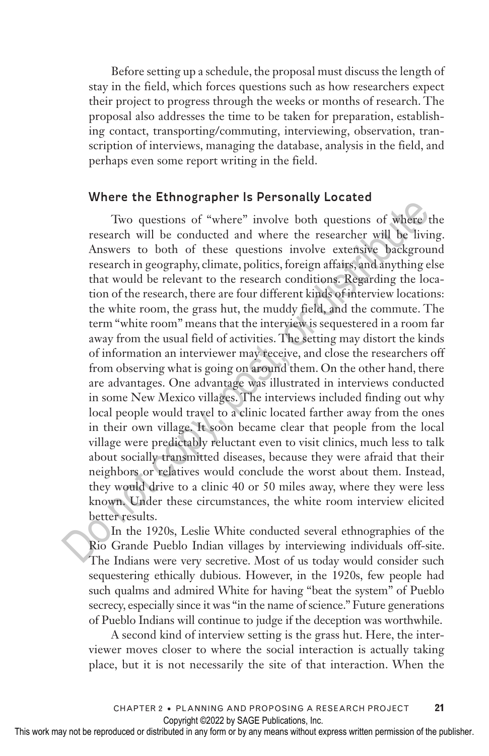Before setting up a schedule, the proposal must discuss the length of stay in the field, which forces questions such as how researchers expect their project to progress through the weeks or months of research. The proposal also addresses the time to be taken for preparation, establishing contact, transporting/commuting, interviewing, observation, transcription of interviews, managing the database, analysis in the field, and perhaps even some report writing in the field.

## Where the Ethnographer Is Personally Located

Two questions of "where" involve both questions of where the research will be conducted and where the researcher will be living. Answers to both of these questions involve extensive background research in geography, climate, politics, foreign affairs, and anything else that would be relevant to the research conditions. Regarding the location of the research, there are four different kinds of interview locations: the white room, the grass hut, the muddy field, and the commute. The term "white room" means that the interview is sequestered in a room far away from the usual field of activities. The setting may distort the kinds of information an interviewer may receive, and close the researchers off from observing what is going on around them. On the other hand, there are advantages. One advantage was illustrated in interviews conducted in some New Mexico villages. The interviews included finding out why local people would travel to a clinic located farther away from the ones in their own village. It soon became clear that people from the local village were predictably reluctant even to visit clinics, much less to talk about socially transmitted diseases, because they were afraid that their neighbors or relatives would conclude the worst about them. Instead, they would drive to a clinic 40 or 50 miles away, where they were less known. Under these circumstances, the white room interview elicited better results.

In the 1920s, Leslie White conducted several ethnographies of the Rio Grande Pueblo Indian villages by interviewing individuals off-site. The Indians were very secretive. Most of us today would consider such sequestering ethically dubious. However, in the 1920s, few people had such qualms and admired White for having "beat the system" of Pueblo secrecy, especially since it was "in the name of science." Future generations of Pueblo Indians will continue to judge if the deception was worthwhile.

A second kind of interview setting is the grass hut. Here, the interviewer moves closer to where the social interaction is actually taking place, but it is not necessarily the site of that interaction. When the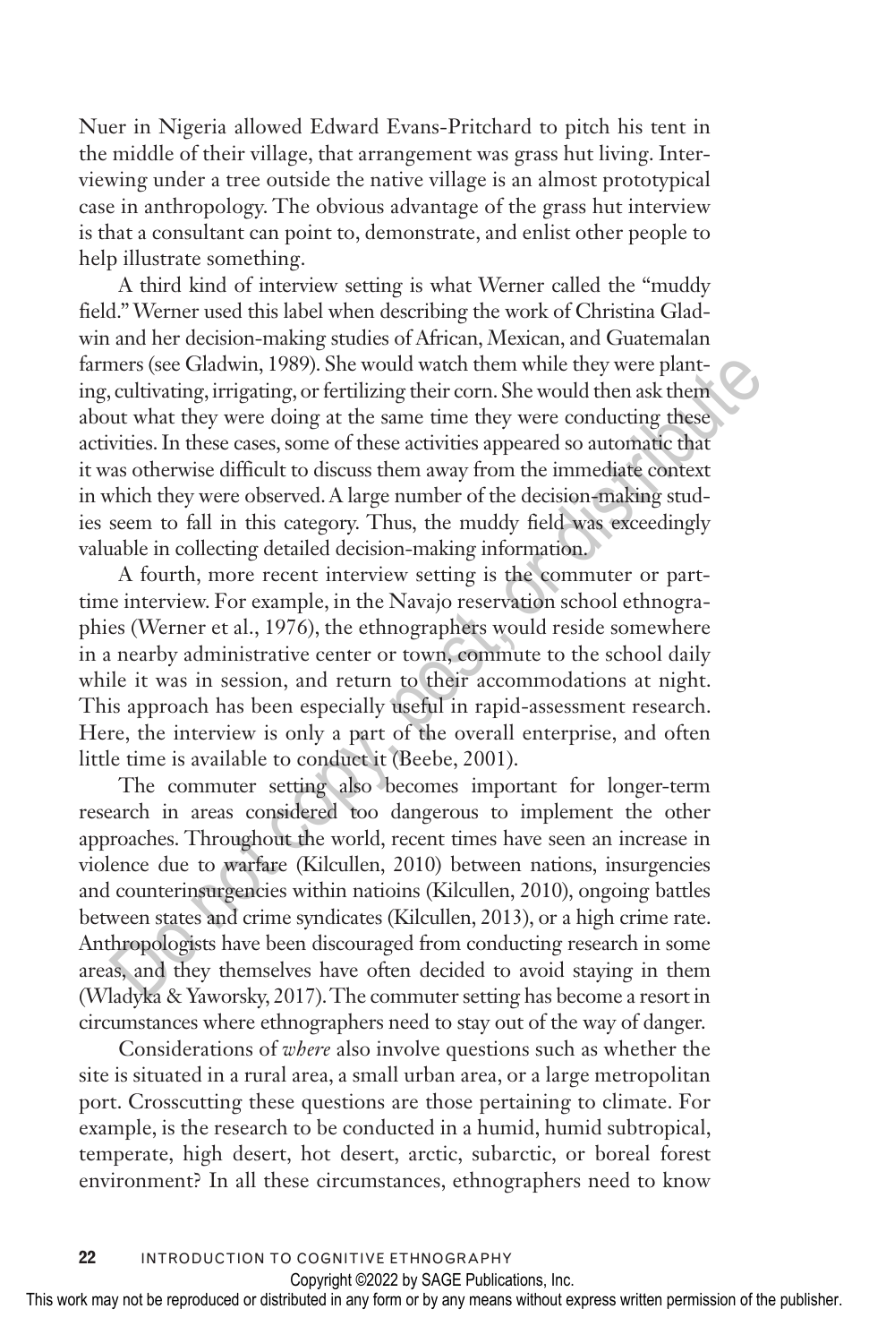Nuer in Nigeria allowed Edward Evans-Pritchard to pitch his tent in the middle of their village, that arrangement was grass hut living. Interviewing under a tree outside the native village is an almost prototypical case in anthropology. The obvious advantage of the grass hut interview is that a consultant can point to, demonstrate, and enlist other people to help illustrate something.

A third kind of interview setting is what Werner called the "muddy field." Werner used this label when describing the work of Christina Gladwin and her decision-making studies of African, Mexican, and Guatemalan farmers (see Gladwin, 1989). She would watch them while they were planting, cultivating, irrigating, or fertilizing their corn. She would then ask them about what they were doing at the same time they were conducting these activities. In these cases, some of these activities appeared so automatic that it was otherwise difficult to discuss them away from the immediate context in which they were observed. A large number of the decision-making studies seem to fall in this category. Thus, the muddy field was exceedingly valuable in collecting detailed decision-making information.

A fourth, more recent interview setting is the commuter or part-time interview. For example, in the Navajo reservation school ethnographies (Werner et al., 1976), the ethnographers would reside somewhere in a nearby administrative center or town, commute to the school daily while it was in session, and return to their accommodations at night. This approach has been especially useful in rapid-assessment research. Here, the interview is only a part of the overall enterprise, and often little time is available to conduct it (Beebe, 2001).

The commuter setting also becomes important for longer-term research in areas considered too dangerous to implement the other approaches. Throughout the world, recent times have seen an increase in violence due to warfare (Kilcullen, 2010) between nations, insurgencies and counterinsurgencies within natioins (Kilcullen, 2010), ongoing battles between states and crime syndicates (Kilcullen, 2013), or a high crime rate. Anthropologists have been discouraged from conducting research in some areas, and they themselves have often decided to avoid staying in them (Wladyka & Yaworsky, 2017). The commuter setting has become a resort in circumstances where ethnographers need to stay out of the way of danger.

Considerations of *where* also involve questions such as whether the site is situated in a rural area, a small urban area, or a large metropolitan port. Crosscutting these questions are those pertaining to climate. For example, is the research to be conducted in a humid, humid subtropical, temperate, high desert, hot desert, arctic, subarctic, or boreal forest environment? In all these circumstances, ethnographers need to know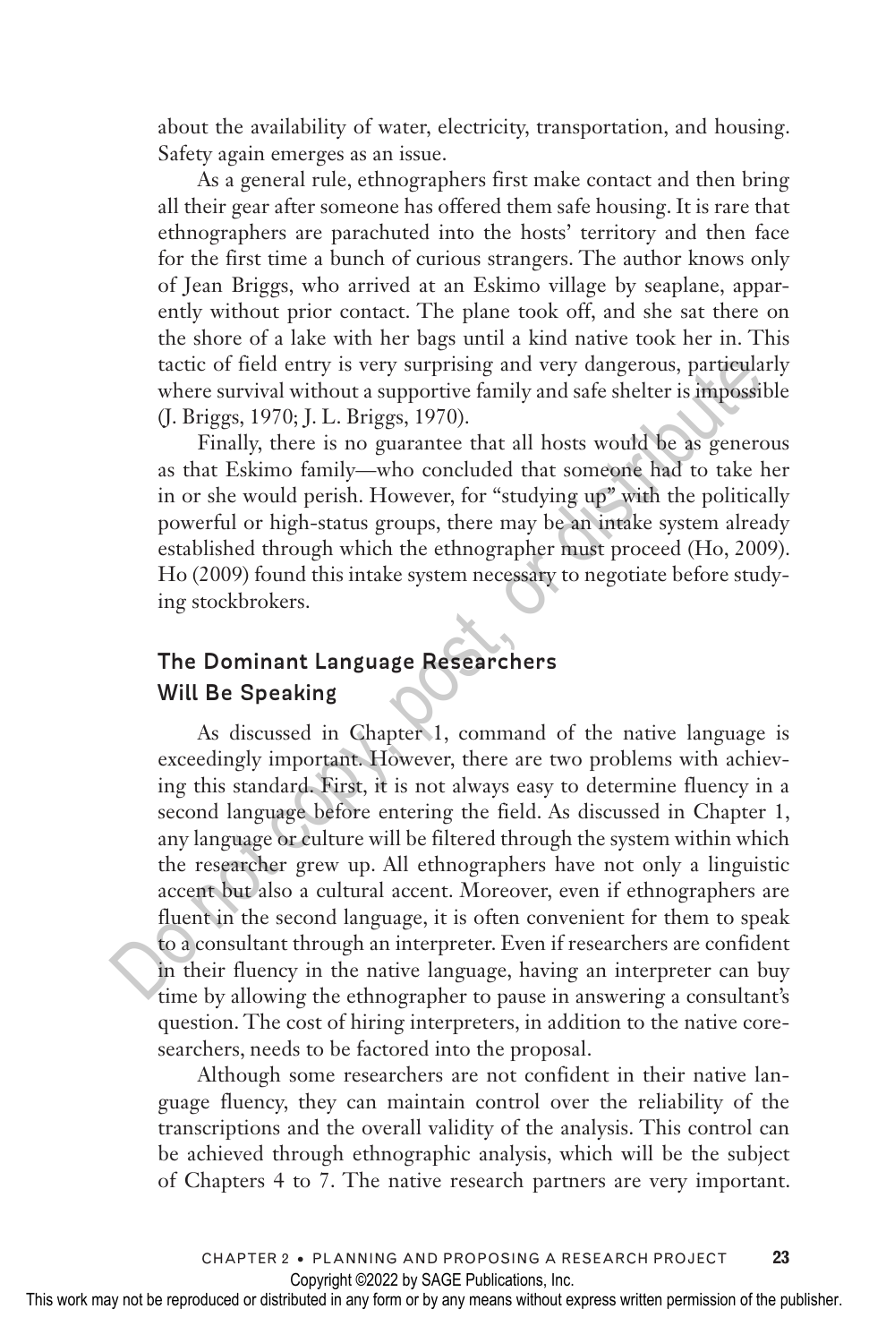about the availability of water, electricity, transportation, and housing. Safety again emerges as an issue.

As a general rule, ethnographers first make contact and then bring all their gear after someone has offered them safe housing. It is rare that ethnographers are parachuted into the hosts' territory and then face for the first time a bunch of curious strangers. The author knows only of Jean Briggs, who arrived at an Eskimo village by seaplane, apparently without prior contact. The plane took off, and she sat there on the shore of a lake with her bags until a kind native took her in. This tactic of field entry is very surprising and very dangerous, particularly where survival without a supportive family and safe shelter is impossible (J. Briggs, 1970; J. L. Briggs, 1970).

Finally, there is no guarantee that all hosts would be as generous as that Eskimo family—who concluded that someone had to take her in or she would perish. However, for "studying up" with the politically powerful or high-status groups, there may be an intake system already established through which the ethnographer must proceed (Ho, 2009). Ho (2009) found this intake system necessary to negotiate before studying stockbrokers.

## The Dominant Language Researchers Will Be Speaking

As discussed in Chapter 1, command of the native language is exceedingly important. However, there are two problems with achieving this standard. First, it is not always easy to determine fluency in a second language before entering the field. As discussed in Chapter 1, any language or culture will be filtered through the system within which the researcher grew up. All ethnographers have not only a linguistic accent but also a cultural accent. Moreover, even if ethnographers are fluent in the second language, it is often convenient for them to speak to a consultant through an interpreter. Even if researchers are confident in their fluency in the native language, having an interpreter can buy time by allowing the ethnographer to pause in answering a consultant's question. The cost of hiring interpreters, in addition to the native coresearchers, needs to be factored into the proposal.

Although some researchers are not confident in their native language fluency, they can maintain control over the reliability of the transcriptions and the overall validity of the analysis. This control can be achieved through ethnographic analysis, which will be the subject of Chapters 4 to 7. The native research partners are very important.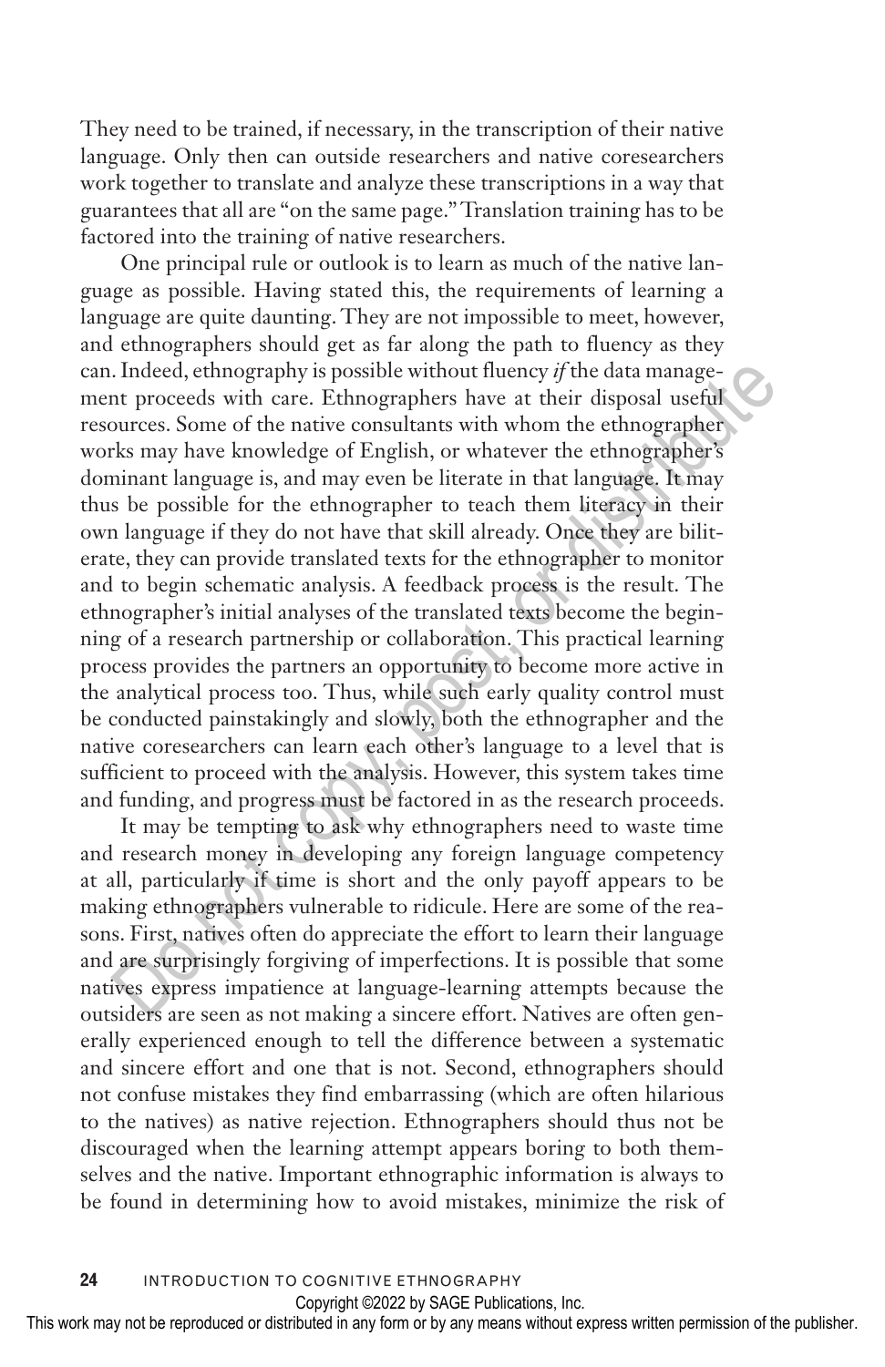They need to be trained, if necessary, in the transcription of their native language. Only then can outside researchers and native coresearchers work together to translate and analyze these transcriptions in a way that guarantees that all are "on the same page." Translation training has to be factored into the training of native researchers.

One principal rule or outlook is to learn as much of the native language as possible. Having stated this, the requirements of learning a language are quite daunting. They are not impossible to meet, however, and ethnographers should get as far along the path to fluency as they can. Indeed, ethnography is possible without fluency *if* the data management proceeds with care. Ethnographers have at their disposal useful resources. Some of the native consultants with whom the ethnographer works may have knowledge of English, or whatever the ethnographer's dominant language is, and may even be literate in that language. It may thus be possible for the ethnographer to teach them literacy in their own language if they do not have that skill already. Once they are biliterate, they can provide translated texts for the ethnographer to monitor and to begin schematic analysis. A feedback process is the result. The ethnographer's initial analyses of the translated texts become the beginning of a research partnership or collaboration. This practical learning process provides the partners an opportunity to become more active in the analytical process too. Thus, while such early quality control must be conducted painstakingly and slowly, both the ethnographer and the native coresearchers can learn each other's language to a level that is sufficient to proceed with the analysis. However, this system takes time and funding, and progress must be factored in as the research proceeds.

It may be tempting to ask why ethnographers need to waste time and research money in developing any foreign language competency at all, particularly if time is short and the only payoff appears to be making ethnographers vulnerable to ridicule. Here are some of the reasons. First, natives often do appreciate the effort to learn their language and are surprisingly forgiving of imperfections. It is possible that some natives express impatience at language-learning attempts because the outsiders are seen as not making a sincere effort. Natives are often generally experienced enough to tell the difference between a systematic and sincere effort and one that is not. Second, ethnographers should not confuse mistakes they find embarrassing (which are often hilarious to the natives) as native rejection. Ethnographers should thus not be discouraged when the learning attempt appears boring to both themselves and the native. Important ethnographic information is always to be found in determining how to avoid mistakes, minimize the risk of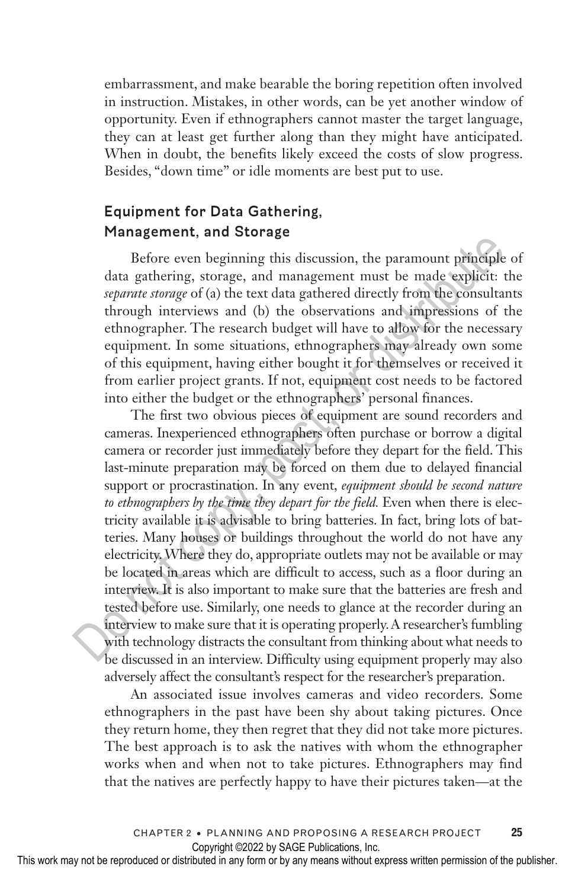embarrassment, and make bearable the boring repetition often involved in instruction. Mistakes, in other words, can be yet another window of opportunity. Even if ethnographers cannot master the target language, they can at least get further along than they might have anticipated. When in doubt, the benefits likely exceed the costs of slow progress. Besides, "down time" or idle moments are best put to use.

## Equipment for Data Gathering, Management, and Storage

Before even beginning this discussion, the paramount principle of data gathering, storage, and management must be made explicit: the *separate storage* of (a) the text data gathered directly from the consultants through interviews and (b) the observations and impressions of the ethnographer. The research budget will have to allow for the necessary equipment. In some situations, ethnographers may already own some of this equipment, having either bought it for themselves or received it from earlier project grants. If not, equipment cost needs to be factored into either the budget or the ethnographers' personal finances.

The first two obvious pieces of equipment are sound recorders and cameras. Inexperienced ethnographers often purchase or borrow a digital camera or recorder just immediately before they depart for the field. This last-minute preparation may be forced on them due to delayed financial support or procrastination. In any event, *equipment should be second nature to ethnographers by the time they depart for the field.* Even when there is electricity available it is advisable to bring batteries. In fact, bring lots of batteries. Many houses or buildings throughout the world do not have any electricity. Where they do, appropriate outlets may not be available or may be located in areas which are difficult to access, such as a floor during an interview. It is also important to make sure that the batteries are fresh and tested before use. Similarly, one needs to glance at the recorder during an interview to make sure that it is operating properly. A researcher's fumbling with technology distracts the consultant from thinking about what needs to be discussed in an interview. Difficulty using equipment properly may also adversely affect the consultant's respect for the researcher's preparation.

An associated issue involves cameras and video recorders. Some ethnographers in the past have been shy about taking pictures. Once they return home, they then regret that they did not take more pictures. The best approach is to ask the natives with whom the ethnographer works when and when not to take pictures. Ethnographers may find that the natives are perfectly happy to have their pictures taken—at the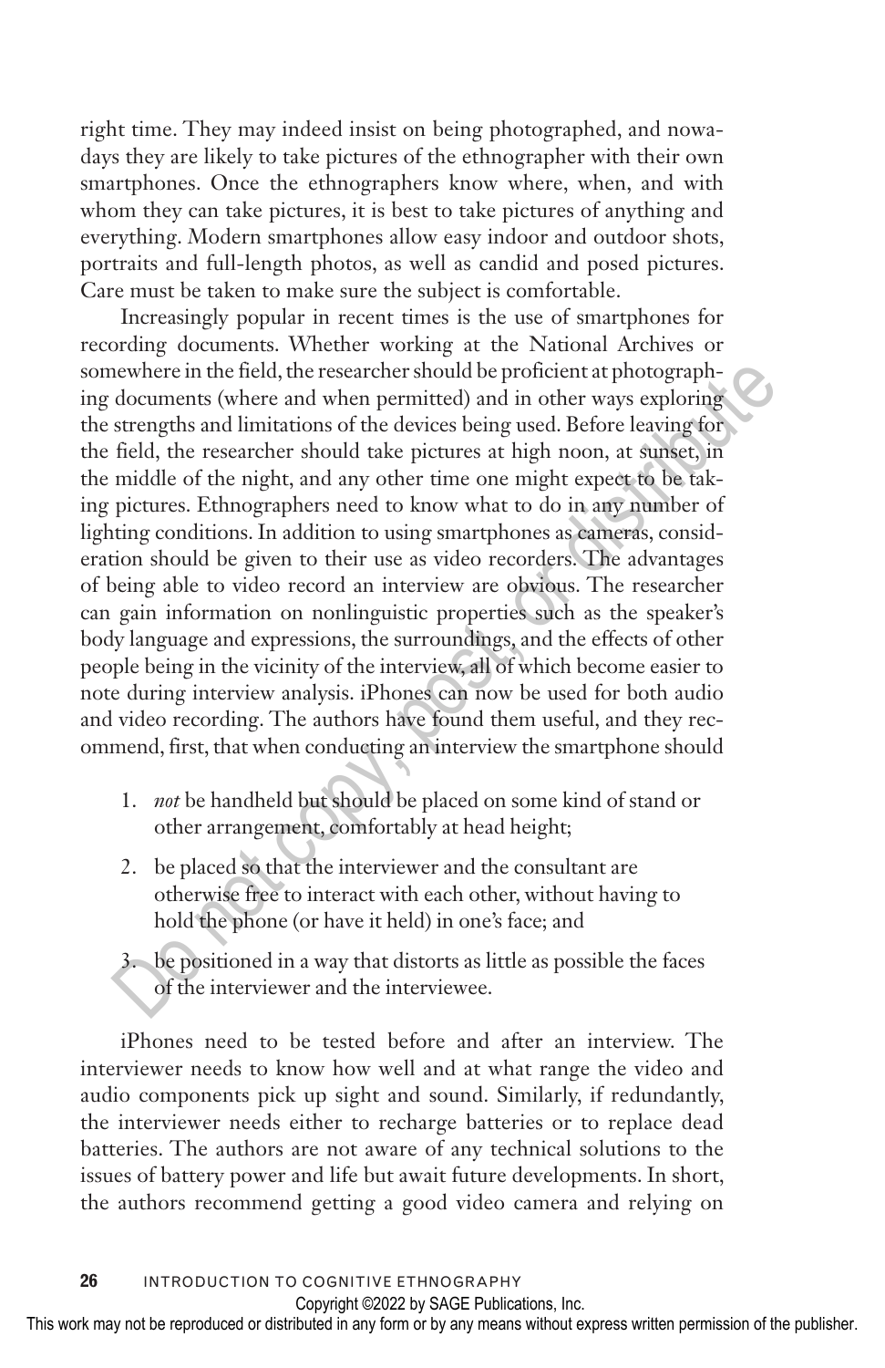right time. They may indeed insist on being photographed, and nowadays they are likely to take pictures of the ethnographer with their own smartphones. Once the ethnographers know where, when, and with whom they can take pictures, it is best to take pictures of anything and everything. Modern smartphones allow easy indoor and outdoor shots, portraits and full-length photos, as well as candid and posed pictures. Care must be taken to make sure the subject is comfortable.

Increasingly popular in recent times is the use of smartphones for recording documents. Whether working at the National Archives or somewhere in the field, the researcher should be proficient at photographing documents (where and when permitted) and in other ways exploring the strengths and limitations of the devices being used. Before leaving for the field, the researcher should take pictures at high noon, at sunset, in the middle of the night, and any other time one might expect to be taking pictures. Ethnographers need to know what to do in any number of lighting conditions. In addition to using smartphones as cameras, consideration should be given to their use as video recorders. The advantages of being able to video record an interview are obvious. The researcher can gain information on nonlinguistic properties such as the speaker's body language and expressions, the surroundings, and the effects of other people being in the vicinity of the interview, all of which become easier to note during interview analysis. iPhones can now be used for both audio and video recording. The authors have found them useful, and they recommend, first, that when conducting an interview the smartphone should

1. *not* be handheld but should be placed on some kind of stand or other arrangement, comfortably at head height;
2. be placed so that the interviewer and the consultant are otherwise free to interact with each other, without having to hold the phone (or have it held) in one's face; and
3. be positioned in a way that distorts as little as possible the faces of the interviewer and the interviewee.

iPhones need to be tested before and after an interview. The interviewer needs to know how well and at what range the video and audio components pick up sight and sound. Similarly, if redundantly, the interviewer needs either to recharge batteries or to replace dead batteries. The authors are not aware of any technical solutions to the issues of battery power and life but await future developments. In short, the authors recommend getting a good video camera and relying on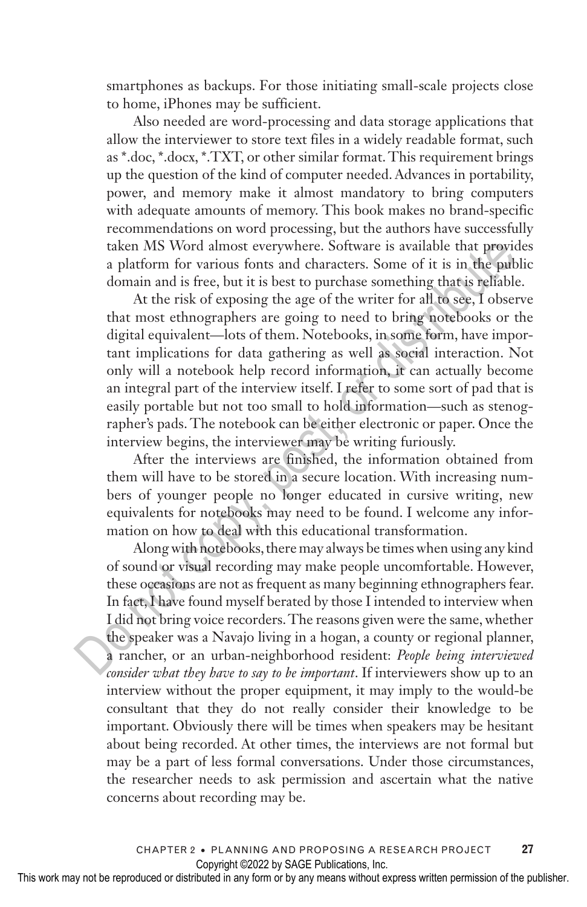smartphones as backups. For those initiating small-scale projects close to home, iPhones may be sufficient.

Also needed are word-processing and data storage applications that allow the interviewer to store text files in a widely readable format, such as *.doc, *.docx, *.TXT, or other similar format. This requirement brings up the question of the kind of computer needed. Advances in portability, power, and memory make it almost mandatory to bring computers with adequate amounts of memory. This book makes no brand-specific recommendations on word processing, but the authors have successfully taken MS Word almost everywhere. Software is available that provides a platform for various fonts and characters. Some of it is in the public domain and is free, but it is best to purchase something that is reliable.

At the risk of exposing the age of the writer for all to see, I observe that most ethnographers are going to need to bring notebooks or the digital equivalent—lots of them. Notebooks, in some form, have important implications for data gathering as well as social interaction. Not only will a notebook help record information, it can actually become an integral part of the interview itself. I refer to some sort of pad that is easily portable but not too small to hold information—such as stenographer's pads. The notebook can be either electronic or paper. Once the interview begins, the interviewer may be writing furiously.

After the interviews are finished, the information obtained from them will have to be stored in a secure location. With increasing numbers of younger people no longer educated in cursive writing, new equivalents for notebooks may need to be found. I welcome any information on how to deal with this educational transformation.

Along with notebooks, there may always be times when using any kind of sound or visual recording may make people uncomfortable. However, these occasions are not as frequent as many beginning ethnographers fear. In fact, I have found myself berated by those I intended to interview when I did not bring voice recorders. The reasons given were the same, whether the speaker was a Navajo living in a hogan, a county or regional planner, a rancher, or an urban-neighborhood resident: *People being interviewed consider what they have to say to be important*. If interviewers show up to an interview without the proper equipment, it may imply to the would-be consultant that they do not really consider their knowledge to be important. Obviously there will be times when speakers may be hesitant about being recorded. At other times, the interviews are not formal but may be a part of less formal conversations. Under those circumstances, the researcher needs to ask permission and ascertain what the native concerns about recording may be.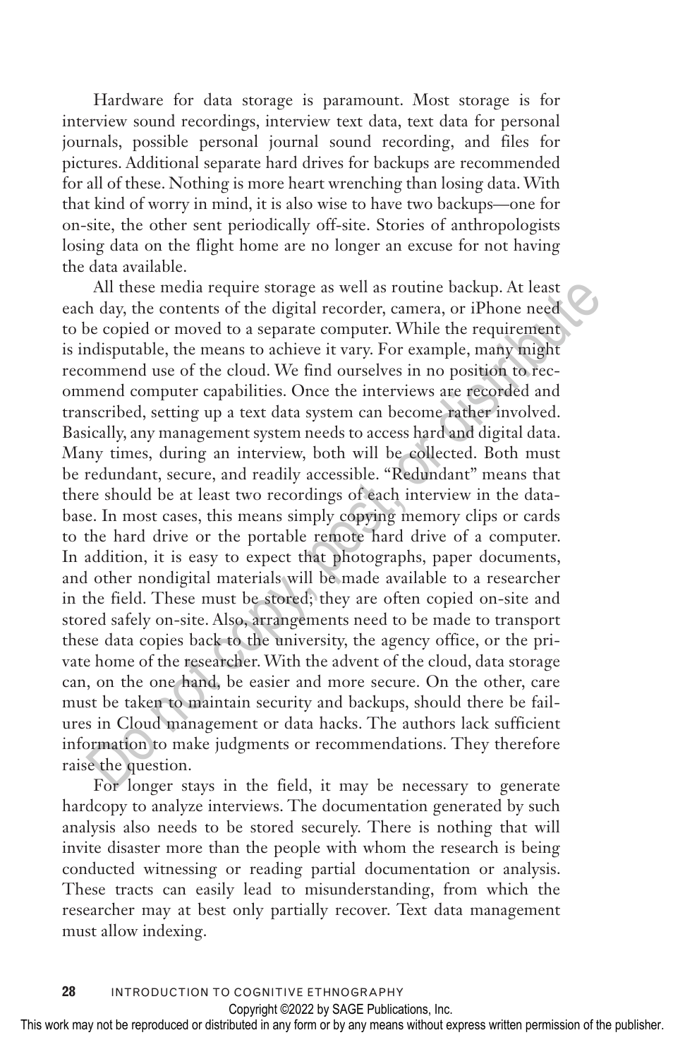Hardware for data storage is paramount. Most storage is for interview sound recordings, interview text data, text data for personal journals, possible personal journal sound recording, and files for pictures. Additional separate hard drives for backups are recommended for all of these. Nothing is more heart wrenching than losing data. With that kind of worry in mind, it is also wise to have two backups—one for on-site, the other sent periodically off-site. Stories of anthropologists losing data on the flight home are no longer an excuse for not having the data available.

All these media require storage as well as routine backup. At least each day, the contents of the digital recorder, camera, or iPhone need to be copied or moved to a separate computer. While the requirement is indisputable, the means to achieve it vary. For example, many might recommend use of the cloud. We find ourselves in no position to recommend computer capabilities. Once the interviews are recorded and transcribed, setting up a text data system can become rather involved. Basically, any management system needs to access hard and digital data. Many times, during an interview, both will be collected. Both must be redundant, secure, and readily accessible. "Redundant" means that there should be at least two recordings of each interview in the database. In most cases, this means simply copying memory clips or cards to the hard drive or the portable remote hard drive of a computer. In addition, it is easy to expect that photographs, paper documents, and other nondigital materials will be made available to a researcher in the field. These must be stored; they are often copied on-site and stored safely on-site. Also, arrangements need to be made to transport these data copies back to the university, the agency office, or the private home of the researcher. With the advent of the cloud, data storage can, on the one hand, be easier and more secure. On the other, care must be taken to maintain security and backups, should there be failures in Cloud management or data hacks. The authors lack sufficient information to make judgments or recommendations. They therefore raise the question.

For longer stays in the field, it may be necessary to generate hardcopy to analyze interviews. The documentation generated by such analysis also needs to be stored securely. There is nothing that will invite disaster more than the people with whom the research is being conducted witnessing or reading partial documentation or analysis. These tracts can easily lead to misunderstanding, from which the researcher may at best only partially recover. Text data management must allow indexing.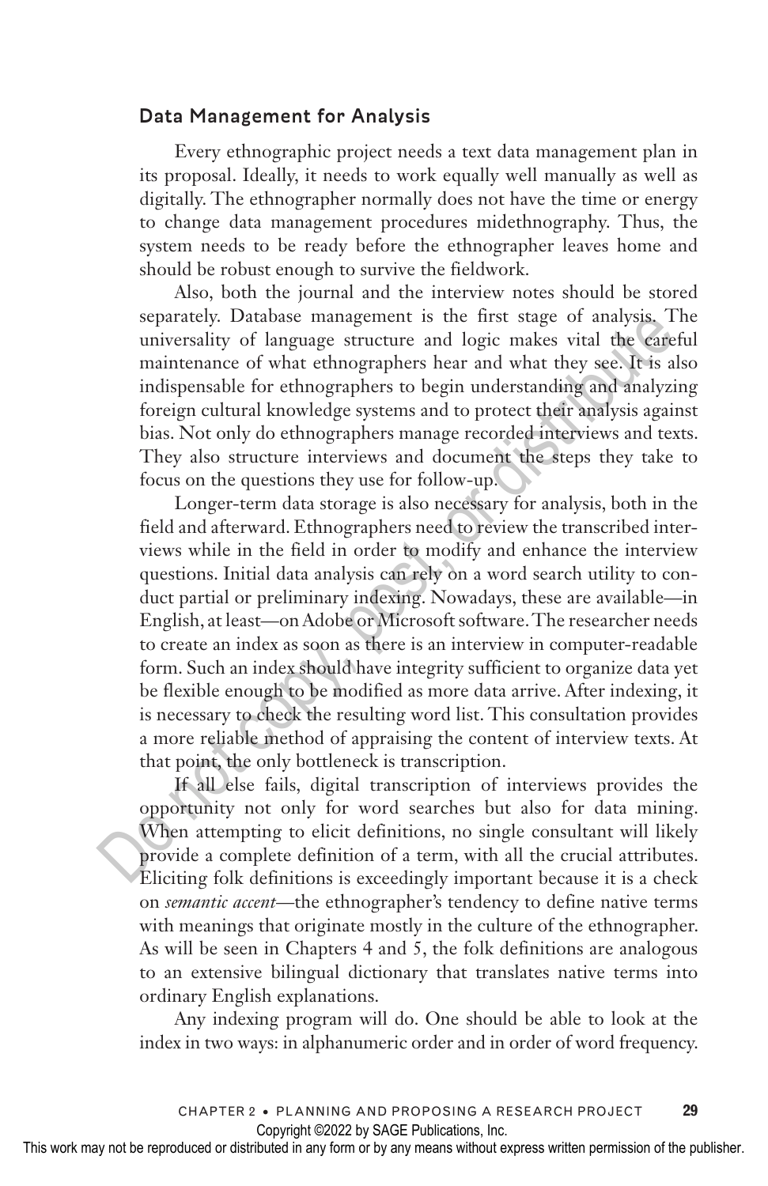## Data Management for Analysis

Every ethnographic project needs a text data management plan in its proposal. Ideally, it needs to work equally well manually as well as digitally. The ethnographer normally does not have the time or energy to change data management procedures midethnography. Thus, the system needs to be ready before the ethnographer leaves home and should be robust enough to survive the fieldwork.

Also, both the journal and the interview notes should be stored separately. Database management is the first stage of analysis. The universality of language structure and logic makes vital the careful maintenance of what ethnographers hear and what they see. It is also indispensable for ethnographers to begin understanding and analyzing foreign cultural knowledge systems and to protect their analysis against bias. Not only do ethnographers manage recorded interviews and texts. They also structure interviews and document the steps they take to focus on the questions they use for follow-up.

Longer-term data storage is also necessary for analysis, both in the field and afterward. Ethnographers need to review the transcribed interviews while in the field in order to modify and enhance the interview questions. Initial data analysis can rely on a word search utility to conduct partial or preliminary indexing. Nowadays, these are available—in English, at least—on Adobe or Microsoft software. The researcher needs to create an index as soon as there is an interview in computer-readable form. Such an index should have integrity sufficient to organize data yet be flexible enough to be modified as more data arrive. After indexing, it is necessary to check the resulting word list. This consultation provides a more reliable method of appraising the content of interview texts. At that point, the only bottleneck is transcription.

If all else fails, digital transcription of interviews provides the opportunity not only for word searches but also for data mining. When attempting to elicit definitions, no single consultant will likely provide a complete definition of a term, with all the crucial attributes. Eliciting folk definitions is exceedingly important because it is a check on *semantic accent*—the ethnographer's tendency to define native terms with meanings that originate mostly in the culture of the ethnographer. As will be seen in Chapters 4 and 5, the folk definitions are analogous to an extensive bilingual dictionary that translates native terms into ordinary English explanations.

Any indexing program will do. One should be able to look at the index in two ways: in alphanumeric order and in order of word frequency.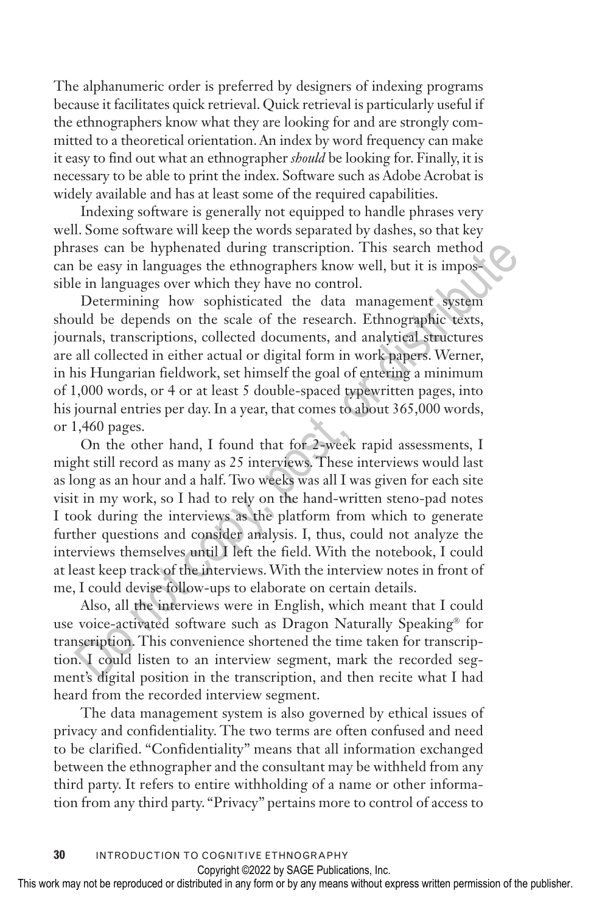The alphanumeric order is preferred by designers of indexing programs because it facilitates quick retrieval. Quick retrieval is particularly useful if the ethnographers know what they are looking for and are strongly committed to a theoretical orientation. An index by word frequency can make it easy to find out what an ethnographer *should* be looking for. Finally, it is necessary to be able to print the index. Software such as Adobe Acrobat is widely available and has at least some of the required capabilities.

Indexing software is generally not equipped to handle phrases very well. Some software will keep the words separated by dashes, so that key phrases can be hyphenated during transcription. This search method can be easy in languages the ethnographers know well, but it is impossible in languages over which they have no control.

Determining how sophisticated the data management system should be depends on the scale of the research. Ethnographic texts, journals, transcriptions, collected documents, and analytical structures are all collected in either actual or digital form in work papers. Werner, in his Hungarian fieldwork, set himself the goal of entering a minimum of 1,000 words, or 4 or at least 5 double-spaced typewritten pages, into his journal entries per day. In a year, that comes to about 365,000 words, or 1,460 pages.

On the other hand, I found that for 2-week rapid assessments, I might still record as many as 25 interviews. These interviews would last as long as an hour and a half. Two weeks was all I was given for each site visit in my work, so I had to rely on the hand-written steno-pad notes I took during the interviews as the platform from which to generate further questions and consider analysis. I, thus, could not analyze the interviews themselves until I left the field. With the notebook, I could at least keep track of the interviews. With the interview notes in front of me, I could devise follow-ups to elaborate on certain details.

Also, all the interviews were in English, which meant that I could use voice-activated software such as Dragon Naturally Speaking® for transcription. This convenience shortened the time taken for transcription. I could listen to an interview segment, mark the recorded segment's digital position in the transcription, and then recite what I had heard from the recorded interview segment.

The data management system is also governed by ethical issues of privacy and confidentiality. The two terms are often confused and need to be clarified. "Confidentiality" means that all information exchanged between the ethnographer and the consultant may be withheld from any third party. It refers to entire withholding of a name or other information from any third party. "Privacy" pertains more to control of access to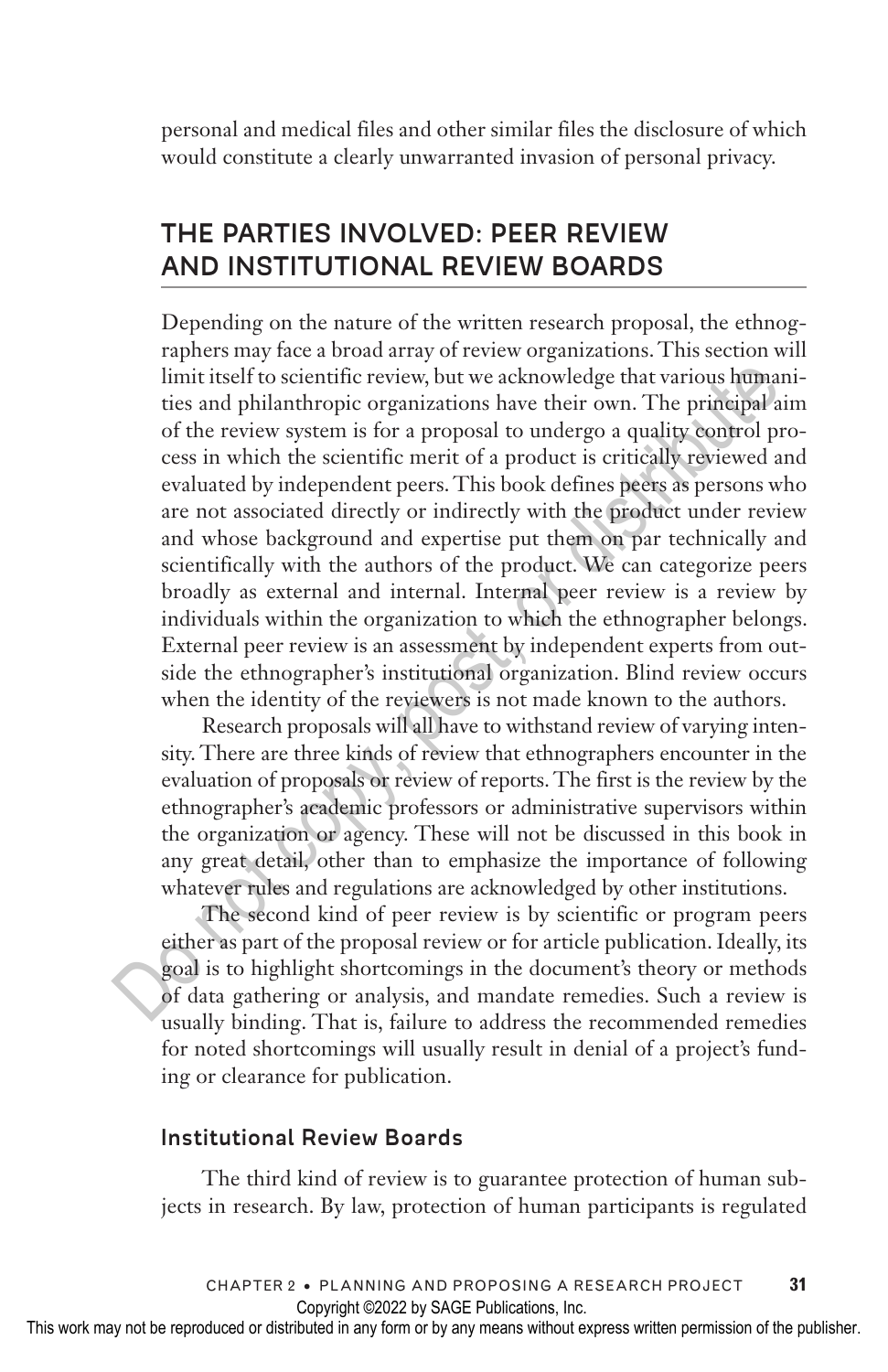personal and medical files and other similar files the disclosure of which would constitute a clearly unwarranted invasion of personal privacy.

## THE PARTIES INVOLVED: PEER REVIEW AND INSTITUTIONAL REVIEW BOARDS

Depending on the nature of the written research proposal, the ethnographers may face a broad array of review organizations. This section will limit itself to scientific review, but we acknowledge that various humanities and philanthropic organizations have their own. The principal aim of the review system is for a proposal to undergo a quality control process in which the scientific merit of a product is critically reviewed and evaluated by independent peers. This book defines peers as persons who are not associated directly or indirectly with the product under review and whose background and expertise put them on par technically and scientifically with the authors of the product. We can categorize peers broadly as external and internal. Internal peer review is a review by individuals within the organization to which the ethnographer belongs. External peer review is an assessment by independent experts from outside the ethnographer's institutional organization. Blind review occurs when the identity of the reviewers is not made known to the authors.

Research proposals will all have to withstand review of varying intensity. There are three kinds of review that ethnographers encounter in the evaluation of proposals or review of reports. The first is the review by the ethnographer's academic professors or administrative supervisors within the organization or agency. These will not be discussed in this book in any great detail, other than to emphasize the importance of following whatever rules and regulations are acknowledged by other institutions.

The second kind of peer review is by scientific or program peers either as part of the proposal review or for article publication. Ideally, its goal is to highlight shortcomings in the document's theory or methods of data gathering or analysis, and mandate remedies. Such a review is usually binding. That is, failure to address the recommended remedies for noted shortcomings will usually result in denial of a project's funding or clearance for publication.

### Institutional Review Boards

The third kind of review is to guarantee protection of human subjects in research. By law, protection of human participants is regulated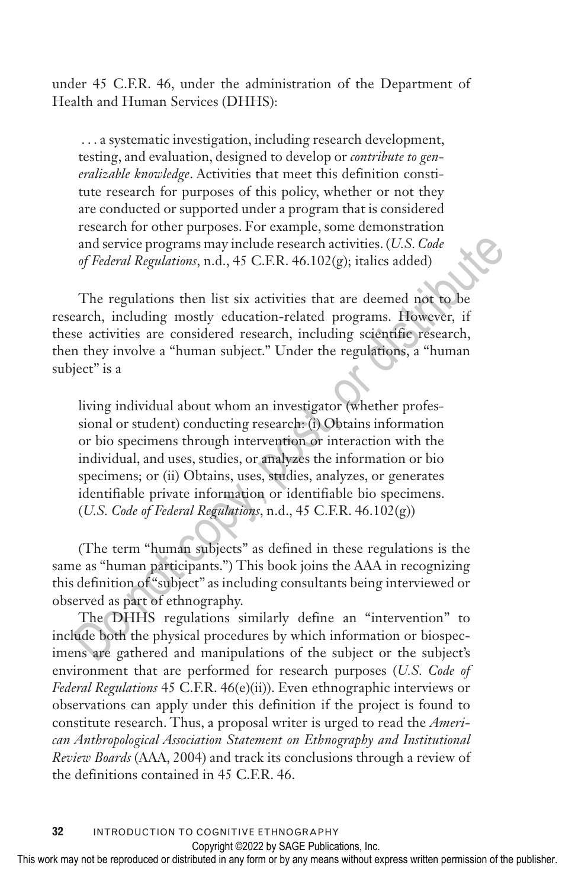under 45 C.F.R. 46, under the administration of the Department of Health and Human Services (DHHS):

> . . . a systematic investigation, including research development, testing, and evaluation, designed to develop or *contribute to generalizable knowledge*. Activities that meet this definition constitute research for purposes of this policy, whether or not they are conducted or supported under a program that is considered research for other purposes. For example, some demonstration and service programs may include research activities. (*U.S. Code of Federal Regulations*, n.d., 45 C.F.R. 46.102(g); italics added)

The regulations then list six activities that are deemed not to be research, including mostly education-related programs. However, if these activities are considered research, including scientific research, then they involve a "human subject." Under the regulations, a "human subject" is a

> living individual about whom an investigator (whether professional or student) conducting research: (i) Obtains information or bio specimens through intervention or interaction with the individual, and uses, studies, or analyzes the information or bio specimens; or (ii) Obtains, uses, studies, analyzes, or generates identifiable private information or identifiable bio specimens. (*U.S. Code of Federal Regulations*, n.d., 45 C.F.R. 46.102(g))

(The term "human subjects" as defined in these regulations is the same as "human participants.") This book joins the AAA in recognizing this definition of "subject" as including consultants being interviewed or observed as part of ethnography.

The DHHS regulations similarly define an "intervention" to include both the physical procedures by which information or biospecimens are gathered and manipulations of the subject or the subject's environment that are performed for research purposes (*U.S. Code of Federal Regulations* 45 C.F.R. 46(e)(ii)). Even ethnographic interviews or observations can apply under this definition if the project is found to constitute research. Thus, a proposal writer is urged to read the *American Anthropological Association Statement on Ethnography and Institutional Review Boards* (AAA, 2004) and track its conclusions through a review of the definitions contained in 45 C.F.R. 46.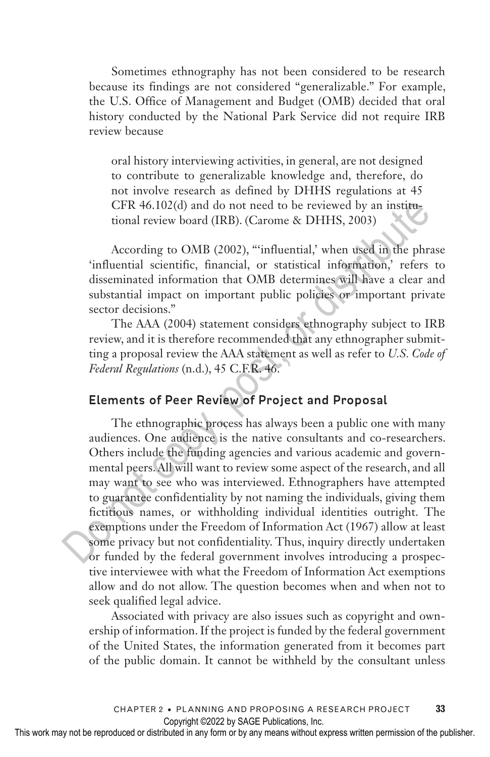Sometimes ethnography has not been considered to be research because its findings are not considered "generalizable." For example, the U.S. Office of Management and Budget (OMB) decided that oral history conducted by the National Park Service did not require IRB review because

> oral history interviewing activities, in general, are not designed to contribute to generalizable knowledge and, therefore, do not involve research as defined by DHHS regulations at 45 CFR 46.102(d) and do not need to be reviewed by an institutional review board (IRB). (Carome & DHHS, 2003)

According to OMB (2002), "'influential,' when used in the phrase 'influential scientific, financial, or statistical information,' refers to disseminated information that OMB determines will have a clear and substantial impact on important public policies or important private sector decisions."

The AAA (2004) statement considers ethnography subject to IRB review, and it is therefore recommended that any ethnographer submitting a proposal review the AAA statement as well as refer to *U.S. Code of Federal Regulations* (n.d.), 45 C.F.R. 46.

## Elements of Peer Review of Project and Proposal

The ethnographic process has always been a public one with many audiences. One audience is the native consultants and co-researchers. Others include the funding agencies and various academic and governmental peers. All will want to review some aspect of the research, and all may want to see who was interviewed. Ethnographers have attempted to guarantee confidentiality by not naming the individuals, giving them fictitious names, or withholding individual identities outright. The exemptions under the Freedom of Information Act (1967) allow at least some privacy but not confidentiality. Thus, inquiry directly undertaken or funded by the federal government involves introducing a prospective interviewee with what the Freedom of Information Act exemptions allow and do not allow. The question becomes when and when not to seek qualified legal advice.

Associated with privacy are also issues such as copyright and ownership of information. If the project is funded by the federal government of the United States, the information generated from it becomes part of the public domain. It cannot be withheld by the consultant unless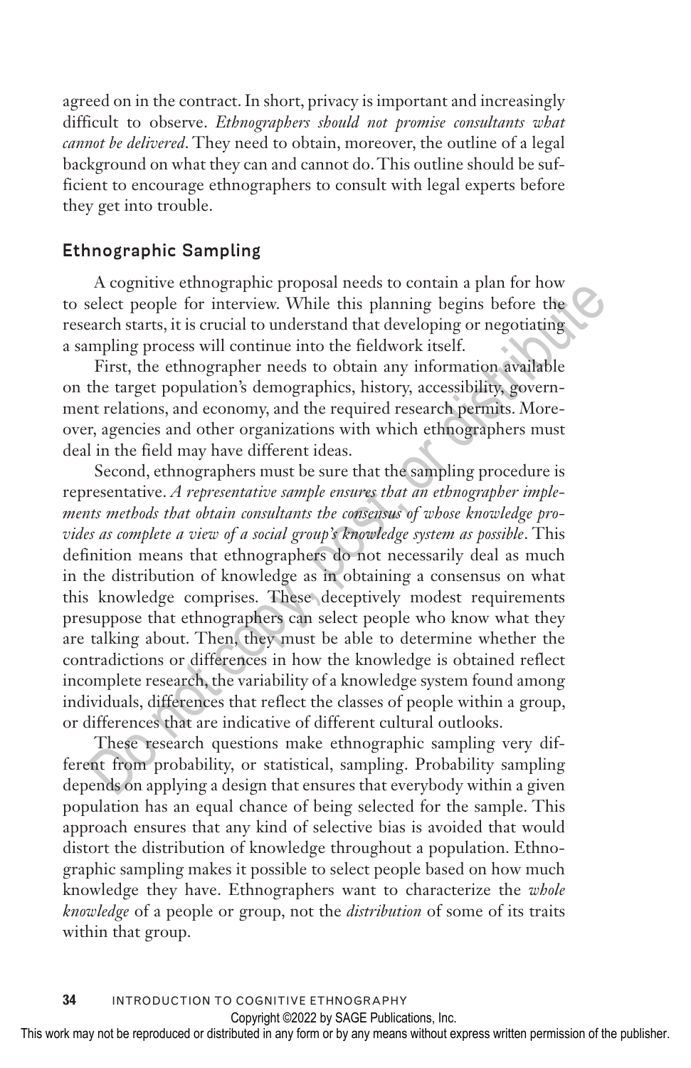agreed on in the contract. In short, privacy is important and increasingly difficult to observe. *Ethnographers should not promise consultants what cannot be delivered*. They need to obtain, moreover, the outline of a legal background on what they can and cannot do. This outline should be sufficient to encourage ethnographers to consult with legal experts before they get into trouble.

## Ethnographic Sampling

A cognitive ethnographic proposal needs to contain a plan for how to select people for interview. While this planning begins before the research starts, it is crucial to understand that developing or negotiating a sampling process will continue into the fieldwork itself.

First, the ethnographer needs to obtain any information available on the target population's demographics, history, accessibility, government relations, and economy, and the required research permits. Moreover, agencies and other organizations with which ethnographers must deal in the field may have different ideas.

Second, ethnographers must be sure that the sampling procedure is representative. *A representative sample ensures that an ethnographer implements methods that obtain consultants the consensus of whose knowledge provides as complete a view of a social group's knowledge system as possible*. This definition means that ethnographers do not necessarily deal as much in the distribution of knowledge as in obtaining a consensus on what this knowledge comprises. These deceptively modest requirements presuppose that ethnographers can select people who know what they are talking about. Then, they must be able to determine whether the contradictions or differences in how the knowledge is obtained reflect incomplete research, the variability of a knowledge system found among individuals, differences that reflect the classes of people within a group, or differences that are indicative of different cultural outlooks.

These research questions make ethnographic sampling very different from probability, or statistical, sampling. Probability sampling depends on applying a design that ensures that everybody within a given population has an equal chance of being selected for the sample. This approach ensures that any kind of selective bias is avoided that would distort the distribution of knowledge throughout a population. Ethnographic sampling makes it possible to select people based on how much knowledge they have. Ethnographers want to characterize the *whole knowledge* of a people or group, not the *distribution* of some of its traits within that group.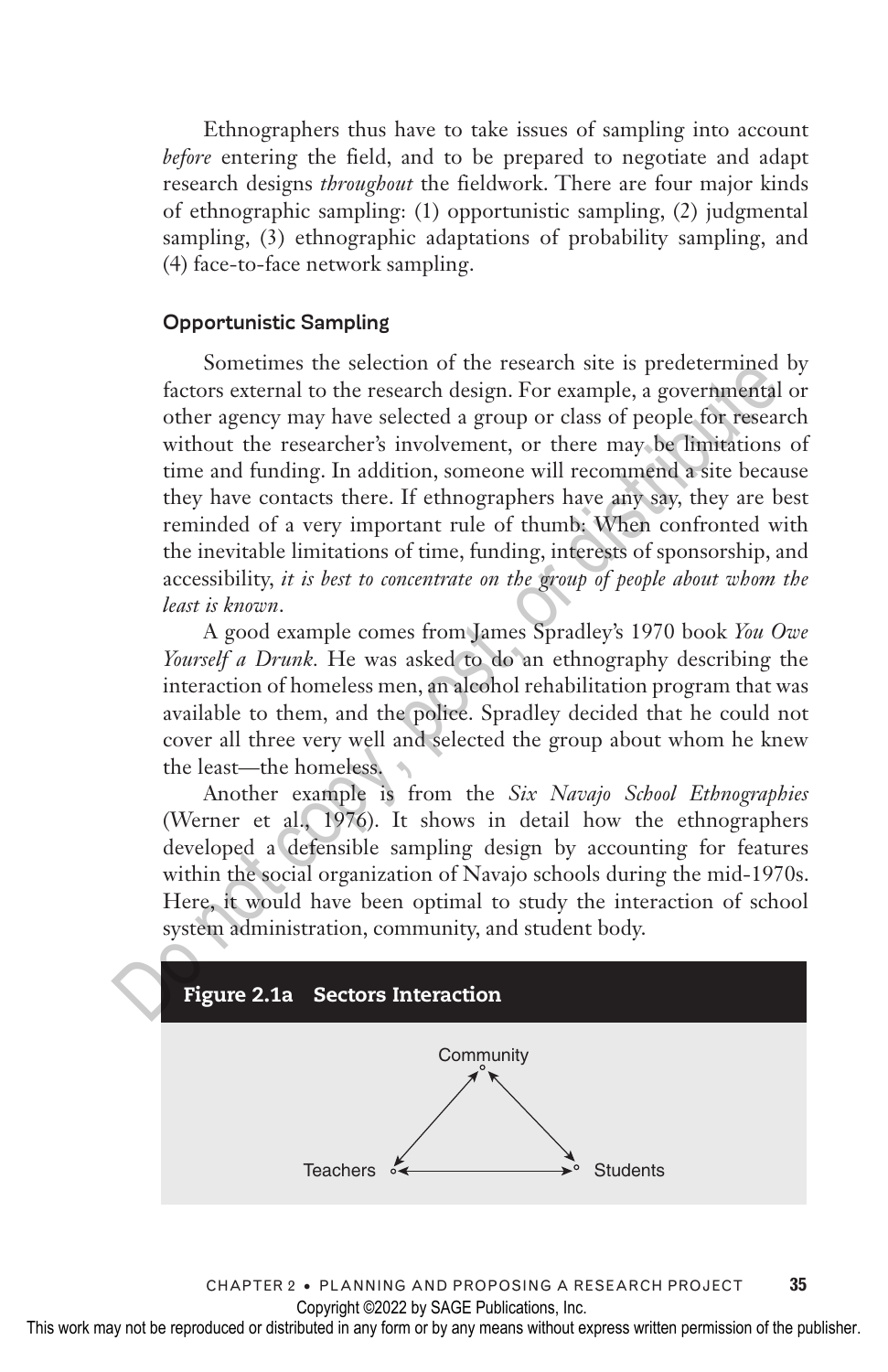Ethnographers thus have to take issues of sampling into account *before* entering the field, and to be prepared to negotiate and adapt research designs *throughout* the fieldwork. There are four major kinds of ethnographic sampling: (1) opportunistic sampling, (2) judgmental sampling, (3) ethnographic adaptations of probability sampling, and (4) face-to-face network sampling.

### Opportunistic Sampling

Sometimes the selection of the research site is predetermined by factors external to the research design. For example, a governmental or other agency may have selected a group or class of people for research without the researcher's involvement, or there may be limitations of time and funding. In addition, someone will recommend a site because they have contacts there. If ethnographers have any say, they are best reminded of a very important rule of thumb: When confronted with the inevitable limitations of time, funding, interests of sponsorship, and accessibility, *it is best to concentrate on the group of people about whom the least is known*.

A good example comes from James Spradley's 1970 book *You Owe Yourself a Drunk.* He was asked to do an ethnography describing the interaction of homeless men, an alcohol rehabilitation program that was available to them, and the police. Spradley decided that he could not cover all three very well and selected the group about whom he knew the least—the homeless.

Another example is from the *Six Navajo School Ethnographies* (Werner et al., 1976). It shows in detail how the ethnographers developed a defensible sampling design by accounting for features within the social organization of Navajo schools during the mid-1970s. Here, it would have been optimal to study the interaction of school system administration, community, and student body.

**Figure 2.1a Sectors Interaction**

Community

Teachers ↔ Students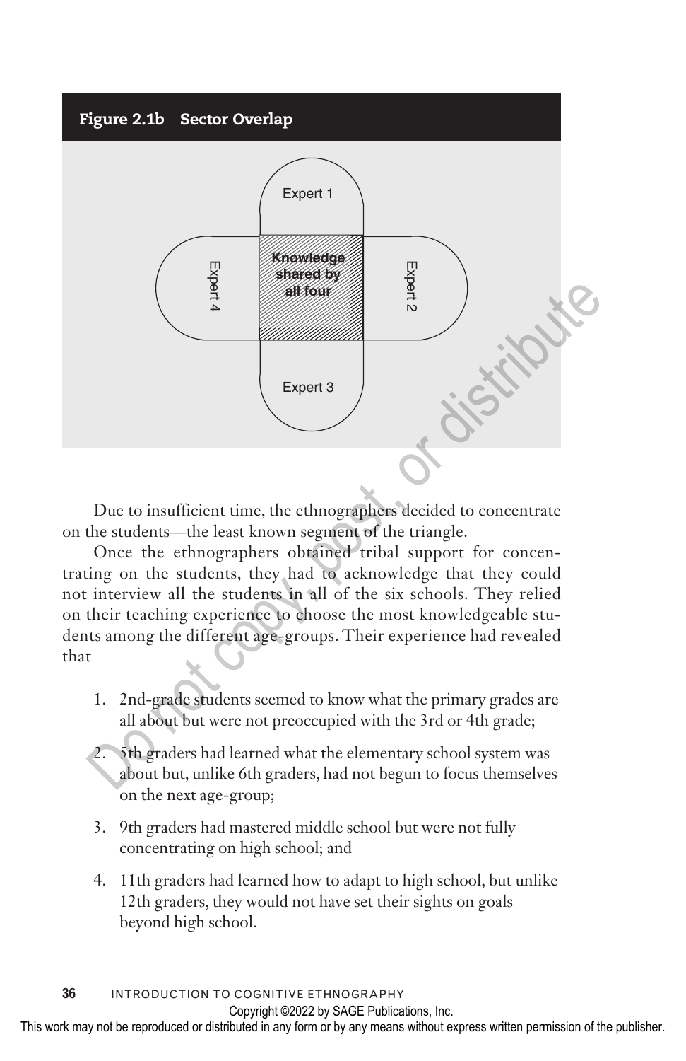**Figure 2.1b Sector Overlap**

Expert 1

Expert 4

Knowledge shared by all four

Expert 2

Expert 3

Due to insufficient time, the ethnographers decided to concentrate on the students—the least known segment of the triangle.

Once the ethnographers obtained tribal support for concentrating on the students, they had to acknowledge that they could not interview all the students in all of the six schools. They relied on their teaching experience to choose the most knowledgeable students among the different age-groups. Their experience had revealed that

1. 2nd-grade students seemed to know what the primary grades are all about but were not preoccupied with the 3rd or 4th grade;
2. 5th graders had learned what the elementary school system was about but, unlike 6th graders, had not begun to focus themselves on the next age-group;
3. 9th graders had mastered middle school but were not fully concentrating on high school; and
4. 11th graders had learned how to adapt to high school, but unlike 12th graders, they would not have set their sights on goals beyond high school.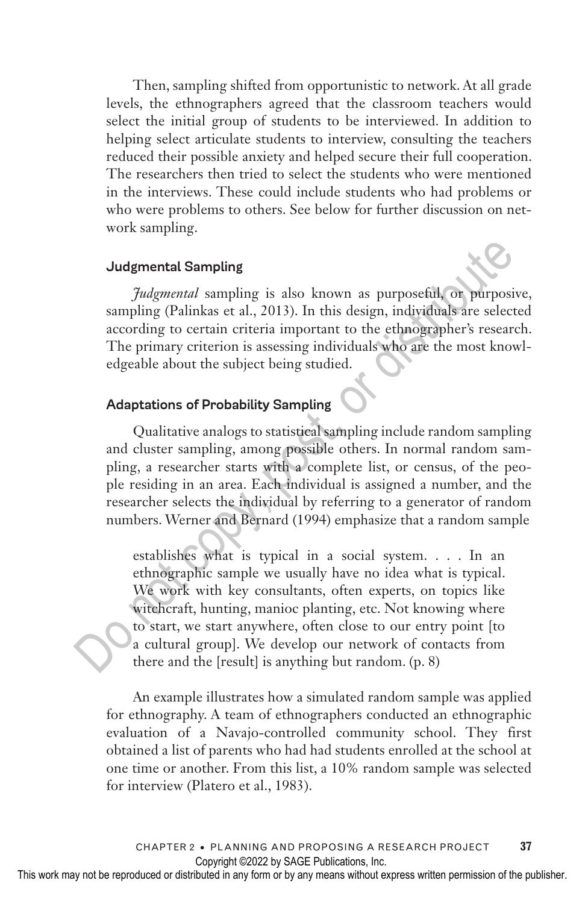Then, sampling shifted from opportunistic to network. At all grade levels, the ethnographers agreed that the classroom teachers would select the initial group of students to be interviewed. In addition to helping select articulate students to interview, consulting the teachers reduced their possible anxiety and helped secure their full cooperation. The researchers then tried to select the students who were mentioned in the interviews. These could include students who had problems or who were problems to others. See below for further discussion on network sampling.

### Judgmental Sampling

*Judgmental* sampling is also known as purposeful, or purposive, sampling (Palinkas et al., 2013). In this design, individuals are selected according to certain criteria important to the ethnographer's research. The primary criterion is assessing individuals who are the most knowledgeable about the subject being studied.

### Adaptations of Probability Sampling

Qualitative analogs to statistical sampling include random sampling and cluster sampling, among possible others. In normal random sampling, a researcher starts with a complete list, or census, of the people residing in an area. Each individual is assigned a number, and the researcher selects the individual by referring to a generator of random numbers. Werner and Bernard (1994) emphasize that a random sample

> establishes what is typical in a social system. . . . In an ethnographic sample we usually have no idea what is typical. We work with key consultants, often experts, on topics like witchcraft, hunting, manioc planting, etc. Not knowing where to start, we start anywhere, often close to our entry point [to a cultural group]. We develop our network of contacts from there and the [result] is anything but random. (p. 8)

An example illustrates how a simulated random sample was applied for ethnography. A team of ethnographers conducted an ethnographic evaluation of a Navajo-controlled community school. They first obtained a list of parents who had had students enrolled at the school at one time or another. From this list, a 10% random sample was selected for interview (Platero et al., 1983).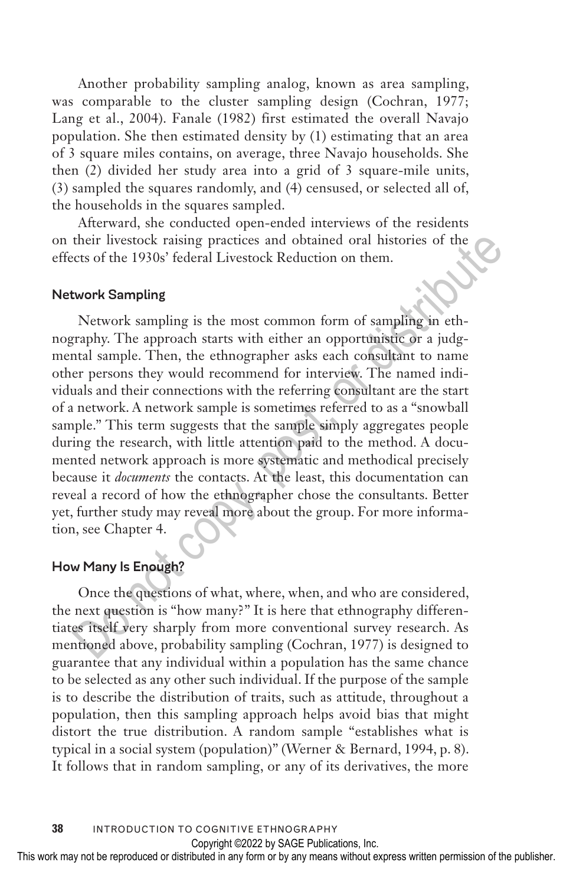Another probability sampling analog, known as area sampling, was comparable to the cluster sampling design (Cochran, 1977; Lang et al., 2004). Fanale (1982) first estimated the overall Navajo population. She then estimated density by (1) estimating that an area of 3 square miles contains, on average, three Navajo households. She then (2) divided her study area into a grid of 3 square-mile units, (3) sampled the squares randomly, and (4) censused, or selected all of, the households in the squares sampled.

Afterward, she conducted open-ended interviews of the residents on their livestock raising practices and obtained oral histories of the effects of the 1930s' federal Livestock Reduction on them.

### Network Sampling

Network sampling is the most common form of sampling in ethnography. The approach starts with either an opportunistic or a judgmental sample. Then, the ethnographer asks each consultant to name other persons they would recommend for interview. The named individuals and their connections with the referring consultant are the start of a network. A network sample is sometimes referred to as a "snowball sample." This term suggests that the sample simply aggregates people during the research, with little attention paid to the method. A documented network approach is more systematic and methodical precisely because it *documents* the contacts. At the least, this documentation can reveal a record of how the ethnographer chose the consultants. Better yet, further study may reveal more about the group. For more information, see Chapter 4.

### How Many Is Enough?

Once the questions of what, where, when, and who are considered, the next question is "how many?" It is here that ethnography differentiates itself very sharply from more conventional survey research. As mentioned above, probability sampling (Cochran, 1977) is designed to guarantee that any individual within a population has the same chance to be selected as any other such individual. If the purpose of the sample is to describe the distribution of traits, such as attitude, throughout a population, then this sampling approach helps avoid bias that might distort the true distribution. A random sample "establishes what is typical in a social system (population)" (Werner & Bernard, 1994, p. 8). It follows that in random sampling, or any of its derivatives, the more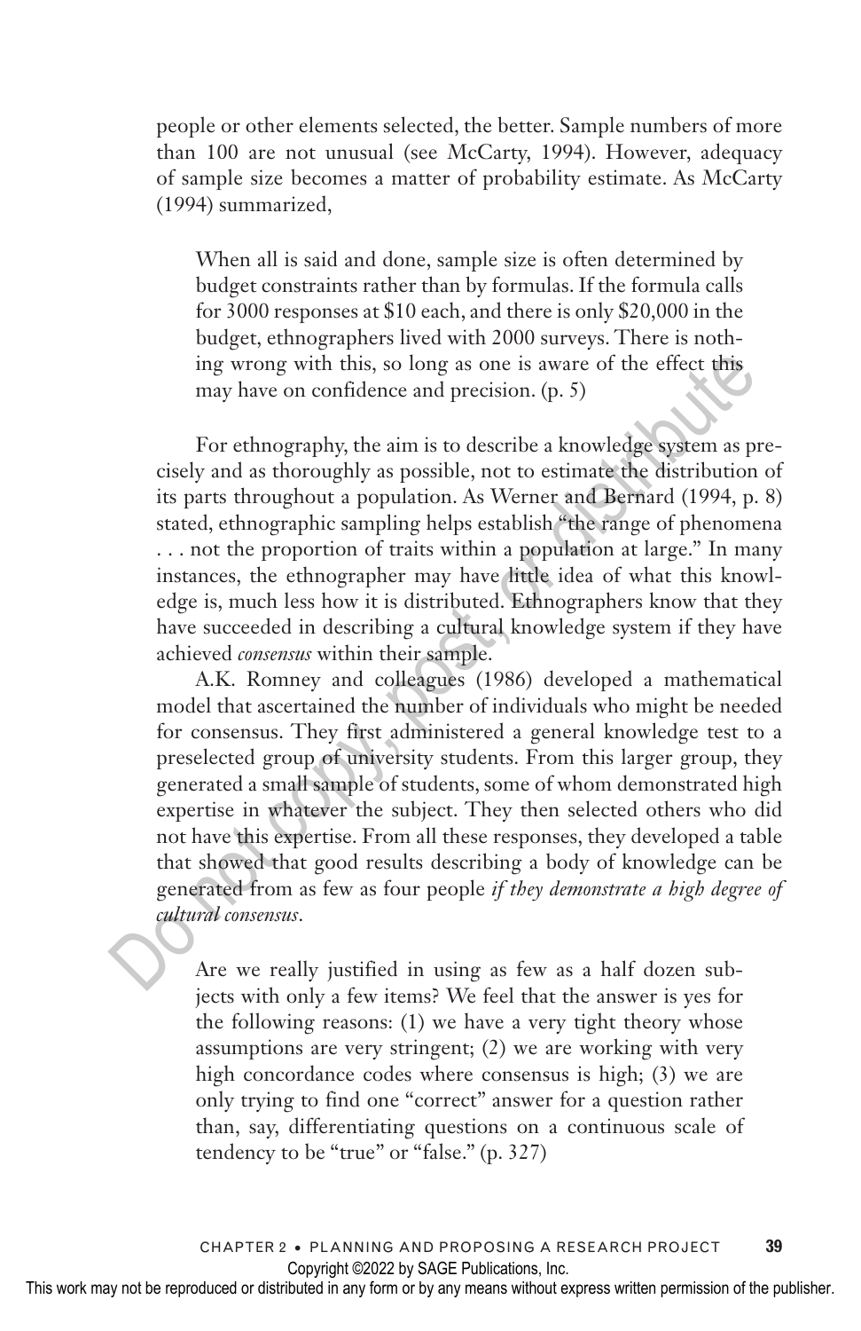people or other elements selected, the better. Sample numbers of more than 100 are not unusual (see McCarty, 1994). However, adequacy of sample size becomes a matter of probability estimate. As McCarty (1994) summarized,

> When all is said and done, sample size is often determined by budget constraints rather than by formulas. If the formula calls for 3000 responses at $10 each, and there is only $20,000 in the budget, ethnographers lived with 2000 surveys. There is nothing wrong with this, so long as one is aware of the effect this may have on confidence and precision. (p. 5)

For ethnography, the aim is to describe a knowledge system as precisely and as thoroughly as possible, not to estimate the distribution of its parts throughout a population. As Werner and Bernard (1994, p. 8) stated, ethnographic sampling helps establish "the range of phenomena . . . not the proportion of traits within a population at large." In many instances, the ethnographer may have little idea of what this knowledge is, much less how it is distributed. Ethnographers know that they have succeeded in describing a cultural knowledge system if they have achieved *consensus* within their sample.

A.K. Romney and colleagues (1986) developed a mathematical model that ascertained the number of individuals who might be needed for consensus. They first administered a general knowledge test to a preselected group of university students. From this larger group, they generated a small sample of students, some of whom demonstrated high expertise in whatever the subject. They then selected others who did not have this expertise. From all these responses, they developed a table that showed that good results describing a body of knowledge can be generated from as few as four people *if they demonstrate a high degree of cultural consensus*.

> Are we really justified in using as few as a half dozen subjects with only a few items? We feel that the answer is yes for the following reasons: (1) we have a very tight theory whose assumptions are very stringent; (2) we are working with very high concordance codes where consensus is high; (3) we are only trying to find one "correct" answer for a question rather than, say, differentiating questions on a continuous scale of tendency to be "true" or "false." (p. 327)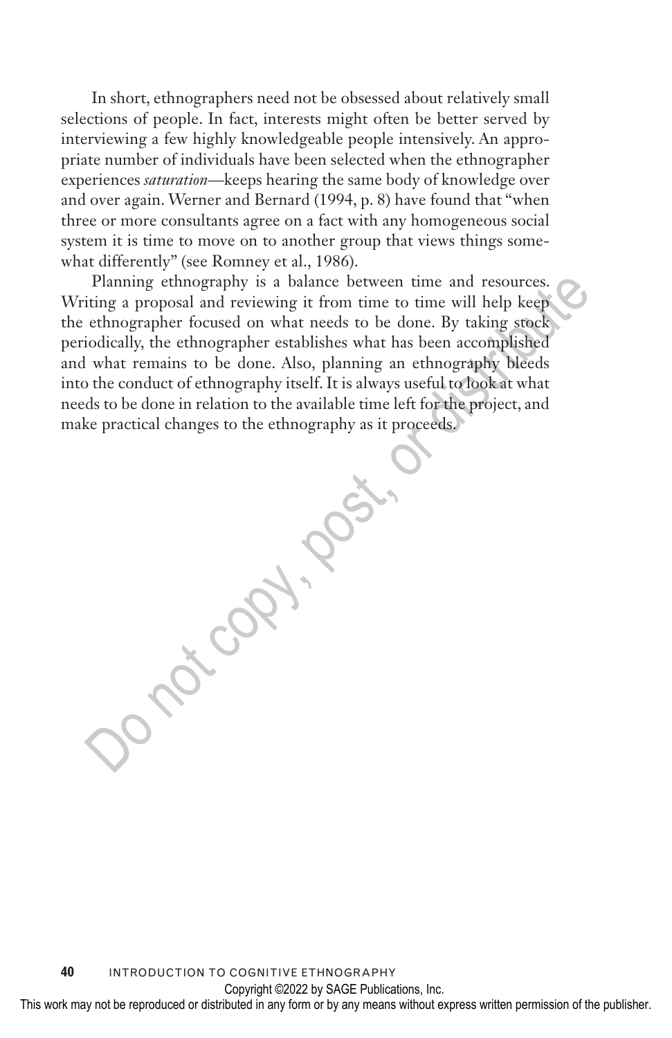In short, ethnographers need not be obsessed about relatively small selections of people. In fact, interests might often be better served by interviewing a few highly knowledgeable people intensively. An appropriate number of individuals have been selected when the ethnographer experiences *saturation*—keeps hearing the same body of knowledge over and over again. Werner and Bernard (1994, p. 8) have found that "when three or more consultants agree on a fact with any homogeneous social system it is time to move on to another group that views things somewhat differently" (see Romney et al., 1986).

Planning ethnography is a balance between time and resources. Writing a proposal and reviewing it from time to time will help keep the ethnographer focused on what needs to be done. By taking stock periodically, the ethnographer establishes what has been accomplished and what remains to be done. Also, planning an ethnography bleeds into the conduct of ethnography itself. It is always useful to look at what needs to be done in relation to the available time left for the project, and make practical changes to the ethnography as it proceeds.